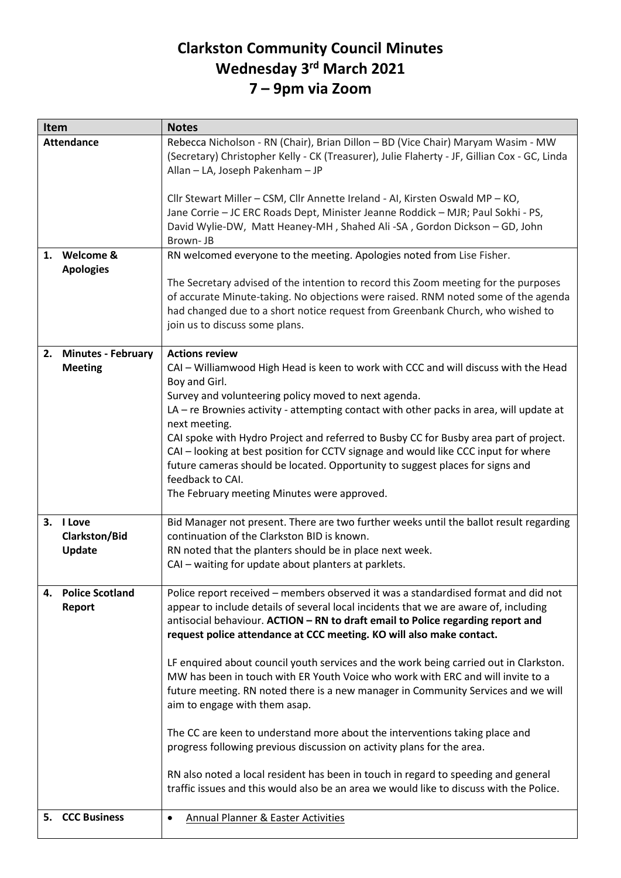# Clarkston Community Council Minutes
# Wednesday 3rd March 2021
# 7 – 9pm via Zoom

| Item | Notes |
|---|---|
| **Attendance** | Rebecca Nicholson - RN (Chair), Brian Dillon – BD (Vice Chair) Maryam Wasim - MW (Secretary) Christopher Kelly - CK (Treasurer), Julie Flaherty - JF, Gillian Cox - GC, Linda Allan – LA, Joseph Pakenham – JP<br><br>Cllr Stewart Miller – CSM, Cllr Annette Ireland - AI, Kirsten Oswald MP – KO, Jane Corrie – JC ERC Roads Dept, Minister Jeanne Roddick – MJR; Paul Sokhi - PS, David Wylie-DW, Matt Heaney-MH , Shahed Ali -SA , Gordon Dickson – GD, John Brown- JB |
| **1. Welcome & Apologies** | RN welcomed everyone to the meeting. Apologies noted from Lise Fisher.<br><br>The Secretary advised of the intention to record this Zoom meeting for the purposes of accurate Minute-taking. No objections were raised. RNM noted some of the agenda had changed due to a short notice request from Greenbank Church, who wished to join us to discuss some plans. |
| **2. Minutes - February Meeting** | **Actions review**<br>CAI – Williamwood High Head is keen to work with CCC and will discuss with the Head Boy and Girl.<br>Survey and volunteering policy moved to next agenda.<br>LA – re Brownies activity - attempting contact with other packs in area, will update at next meeting.<br>CAI spoke with Hydro Project and referred to Busby CC for Busby area part of project.<br>CAI – looking at best position for CCTV signage and would like CCC input for where future cameras should be located. Opportunity to suggest places for signs and feedback to CAI.<br>The February meeting Minutes were approved. |
| **3. I Love Clarkston/Bid Update** | Bid Manager not present. There are two further weeks until the ballot result regarding continuation of the Clarkston BID is known.<br>RN noted that the planters should be in place next week.<br>CAI – waiting for update about planters at parklets. |
| **4. Police Scotland Report** | Police report received – members observed it was a standardised format and did not appear to include details of several local incidents that we are aware of, including antisocial behaviour. **ACTION – RN to draft email to Police regarding report and request police attendance at CCC meeting. KO will also make contact.**<br><br>LF enquired about council youth services and the work being carried out in Clarkston. MW has been in touch with ER Youth Voice who work with ERC and will invite to a future meeting. RN noted there is a new manager in Community Services and we will aim to engage with them asap.<br><br>The CC are keen to understand more about the interventions taking place and progress following previous discussion on activity plans for the area.<br><br>RN also noted a local resident has been in touch in regard to speeding and general traffic issues and this would also be an area we would like to discuss with the Police. |
| **5. CCC Business** | • Annual Planner & Easter Activities |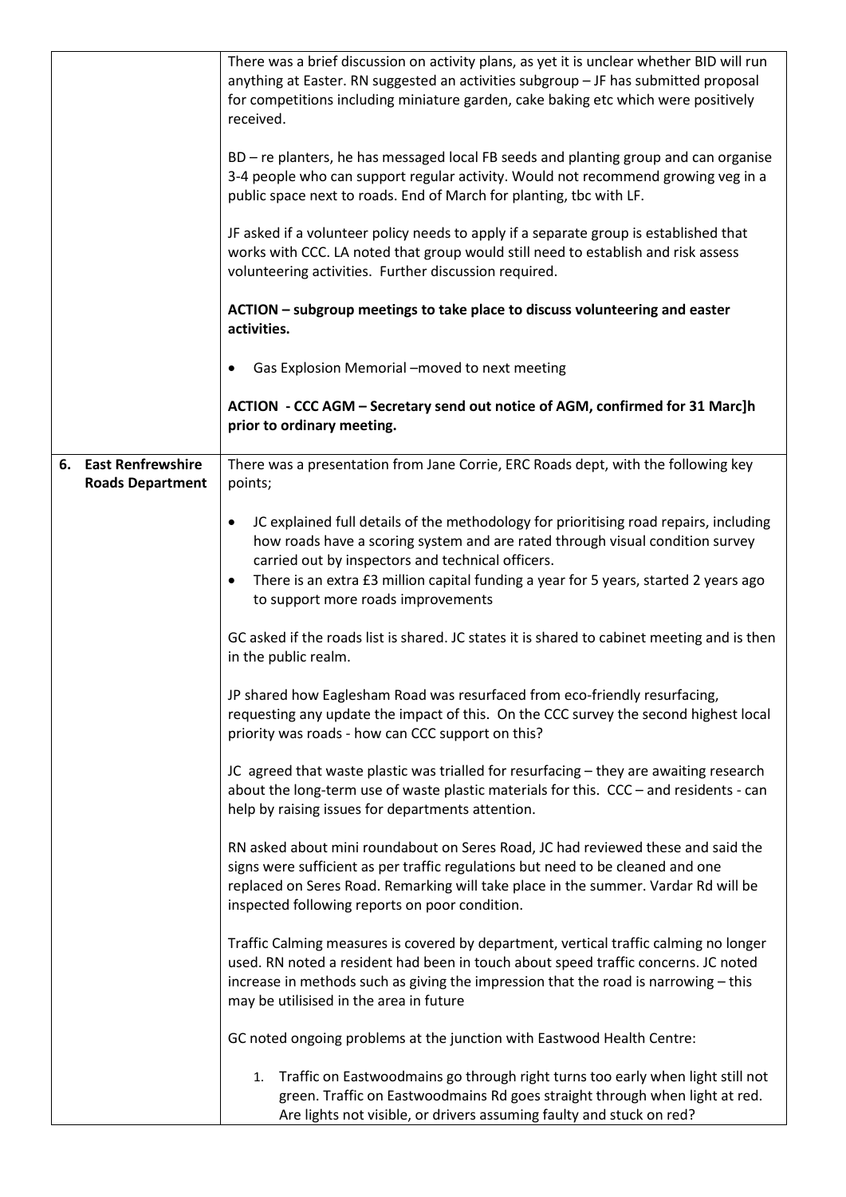| | |
|---|---|
| | There was a brief discussion on activity plans, as yet it is unclear whether BID will run anything at Easter. RN suggested an activities subgroup – JF has submitted proposal for competitions including miniature garden, cake baking etc which were positively received.<br><br>BD – re planters, he has messaged local FB seeds and planting group and can organise 3-4 people who can support regular activity. Would not recommend growing veg in a public space next to roads. End of March for planting, tbc with LF.<br><br>JF asked if a volunteer policy needs to apply if a separate group is established that works with CCC. LA noted that group would still need to establish and risk assess volunteering activities. Further discussion required.<br><br>**ACTION – subgroup meetings to take place to discuss volunteering and easter activities.**<br><br>• Gas Explosion Memorial –moved to next meeting<br><br>**ACTION - CCC AGM – Secretary send out notice of AGM, confirmed for 31 Marc]h prior to ordinary meeting.** |
| **6. East Renfrewshire Roads Department** | There was a presentation from Jane Corrie, ERC Roads dept, with the following key points;<br><br>• JC explained full details of the methodology for prioritising road repairs, including how roads have a scoring system and are rated through visual condition survey carried out by inspectors and technical officers.<br>• There is an extra £3 million capital funding a year for 5 years, started 2 years ago to support more roads improvements<br><br>GC asked if the roads list is shared. JC states it is shared to cabinet meeting and is then in the public realm.<br><br>JP shared how Eaglesham Road was resurfaced from eco-friendly resurfacing, requesting any update the impact of this. On the CCC survey the second highest local priority was roads - how can CCC support on this?<br><br>JC agreed that waste plastic was trialled for resurfacing – they are awaiting research about the long-term use of waste plastic materials for this. CCC – and residents - can help by raising issues for departments attention.<br><br>RN asked about mini roundabout on Seres Road, JC had reviewed these and said the signs were sufficient as per traffic regulations but need to be cleaned and one replaced on Seres Road. Remarking will take place in the summer. Vardar Rd will be inspected following reports on poor condition.<br><br>Traffic Calming measures is covered by department, vertical traffic calming no longer used. RN noted a resident had been in touch about speed traffic concerns. JC noted increase in methods such as giving the impression that the road is narrowing – this may be utilisised in the area in future<br><br>GC noted ongoing problems at the junction with Eastwood Health Centre:<br><br>1. Traffic on Eastwoodmains go through right turns too early when light still not green. Traffic on Eastwoodmains Rd goes straight through when light at red. Are lights not visible, or drivers assuming faulty and stuck on red? |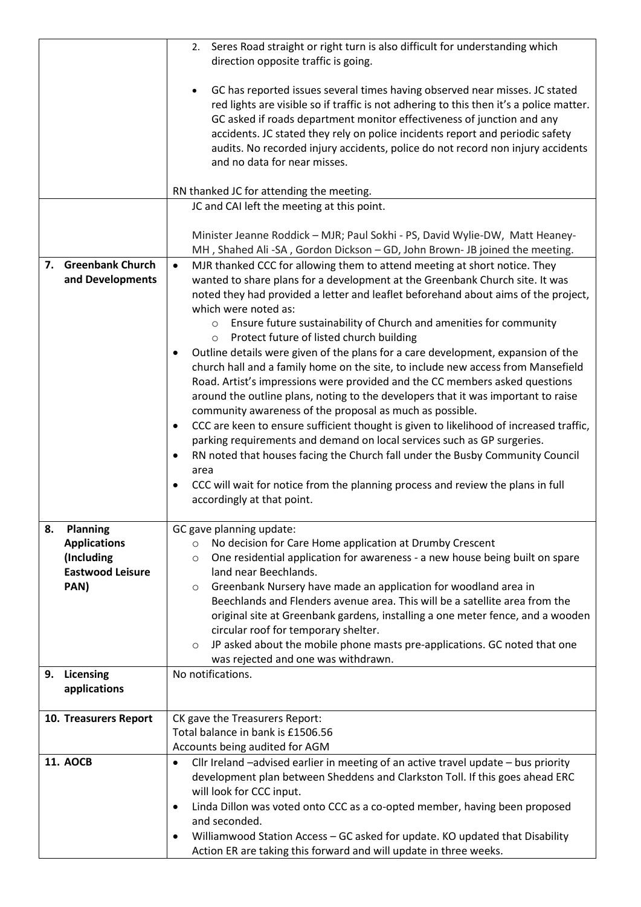| | |
|---|---|
| | 2. Seres Road straight or right turn is also difficult for understanding which direction opposite traffic is going.<br><br>• GC has reported issues several times having observed near misses. JC stated red lights are visible so if traffic is not adhering to this then it's a police matter. GC asked if roads department monitor effectiveness of junction and any accidents. JC stated they rely on police incidents report and periodic safety audits. No recorded injury accidents, police do not record non injury accidents and no data for near misses.<br><br>RN thanked JC for attending the meeting. |
| | JC and CAI left the meeting at this point.<br><br>Minister Jeanne Roddick – MJR; Paul Sokhi - PS, David Wylie-DW, Matt Heaney-MH , Shahed Ali -SA , Gordon Dickson – GD, John Brown- JB joined the meeting. |
| **7. Greenbank Church and Developments** | • MJR thanked CCC for allowing them to attend meeting at short notice. They wanted to share plans for a development at the Greenbank Church site. It was noted they had provided a letter and leaflet beforehand about aims of the project, which were noted as:<br>&nbsp;&nbsp;&nbsp;&nbsp;○ Ensure future sustainability of Church and amenities for community<br>&nbsp;&nbsp;&nbsp;&nbsp;○ Protect future of listed church building<br>• Outline details were given of the plans for a care development, expansion of the church hall and a family home on the site, to include new access from Mansefield Road. Artist's impressions were provided and the CC members asked questions around the outline plans, noting to the developers that it was important to raise community awareness of the proposal as much as possible.<br>• CCC are keen to ensure sufficient thought is given to likelihood of increased traffic, parking requirements and demand on local services such as GP surgeries.<br>• RN noted that houses facing the Church fall under the Busby Community Council area<br>• CCC will wait for notice from the planning process and review the plans in full accordingly at that point. |
| **8. Planning Applications (Including Eastwood Leisure PAN)** | GC gave planning update:<br>&nbsp;&nbsp;&nbsp;&nbsp;○ No decision for Care Home application at Drumby Crescent<br>&nbsp;&nbsp;&nbsp;&nbsp;○ One residential application for awareness - a new house being built on spare land near Beechlands.<br>&nbsp;&nbsp;&nbsp;&nbsp;○ Greenbank Nursery have made an application for woodland area in Beechlands and Flenders avenue area. This will be a satellite area from the original site at Greenbank gardens, installing a one meter fence, and a wooden circular roof for temporary shelter.<br>&nbsp;&nbsp;&nbsp;&nbsp;○ JP asked about the mobile phone masts pre-applications. GC noted that one was rejected and one was withdrawn. |
| **9. Licensing applications** | No notifications. |
| **10. Treasurers Report** | CK gave the Treasurers Report:<br>Total balance in bank is £1506.56<br>Accounts being audited for AGM |
| **11. AOCB** | • Cllr Ireland –advised earlier in meeting of an active travel update – bus priority development plan between Sheddens and Clarkston Toll. If this goes ahead ERC will look for CCC input.<br>• Linda Dillon was voted onto CCC as a co-opted member, having been proposed and seconded.<br>• Williamwood Station Access – GC asked for update. KO updated that Disability Action ER are taking this forward and will update in three weeks. |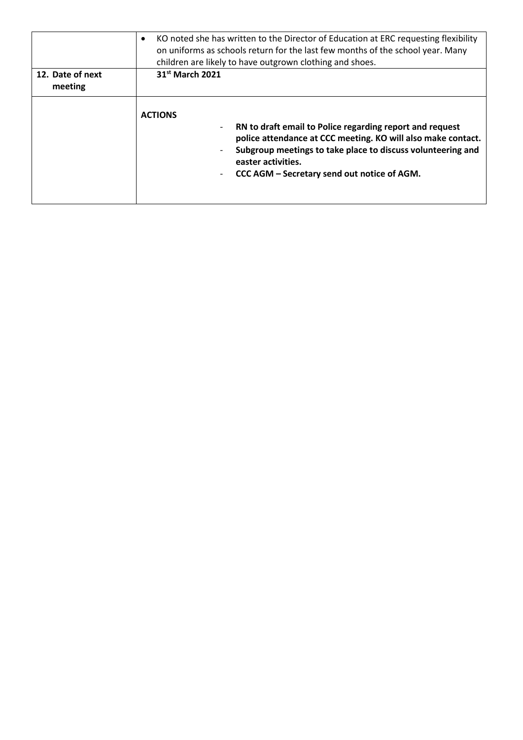| | |
|---|---|
| | • KO noted she has written to the Director of Education at ERC requesting flexibility on uniforms as schools return for the last few months of the school year. Many children are likely to have outgrown clothing and shoes. |
| **12. Date of next meeting** | **31st March 2021** |
| | **ACTIONS**<br>- **RN to draft email to Police regarding report and request police attendance at CCC meeting. KO will also make contact.**<br>- **Subgroup meetings to take place to discuss volunteering and easter activities.**<br>- **CCC AGM – Secretary send out notice of AGM.** |